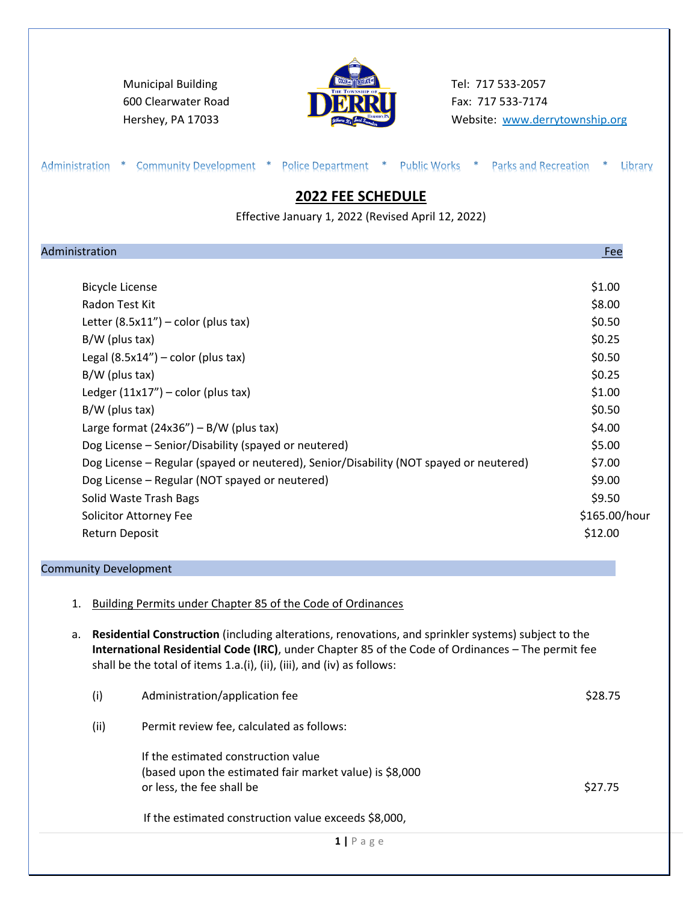Municipal Building
600 Clearwater Road
Hershey, PA 17033

Tel: 717 533-2057
Fax: 717 533-7174
Website: www.derrytownship.org

Administration * Community Development * Police Department * Public Works * Parks and Recreation * Library

# 2022 FEE SCHEDULE

Effective January 1, 2022 (Revised April 12, 2022)

## Administration

| Item | Fee |
|---|---|
| Bicycle License | $1.00 |
| Radon Test Kit | $8.00 |
| Letter (8.5x11") – color (plus tax) | $0.50 |
| B/W (plus tax) | $0.25 |
| Legal (8.5x14") – color (plus tax) | $0.50 |
| B/W (plus tax) | $0.25 |
| Ledger (11x17") – color (plus tax) | $1.00 |
| B/W (plus tax) | $0.50 |
| Large format (24x36") – B/W (plus tax) | $4.00 |
| Dog License – Senior/Disability (spayed or neutered) | $5.00 |
| Dog License – Regular (spayed or neutered), Senior/Disability (NOT spayed or neutered) | $7.00 |
| Dog License – Regular (NOT spayed or neutered) | $9.00 |
| Solid Waste Trash Bags | $9.50 |
| Solicitor Attorney Fee | $165.00/hour |
| Return Deposit | $12.00 |

## Community Development

1. Building Permits under Chapter 85 of the Code of Ordinances

a. **Residential Construction** (including alterations, renovations, and sprinkler systems) subject to the **International Residential Code (IRC)**, under Chapter 85 of the Code of Ordinances – The permit fee shall be the total of items 1.a.(i), (ii), (iii), and (iv) as follows:

(i) Administration/application fee — $28.75

(ii) Permit review fee, calculated as follows:

If the estimated construction value (based upon the estimated fair market value) is $8,000 or less, the fee shall be — $27.75

If the estimated construction value exceeds $8,000,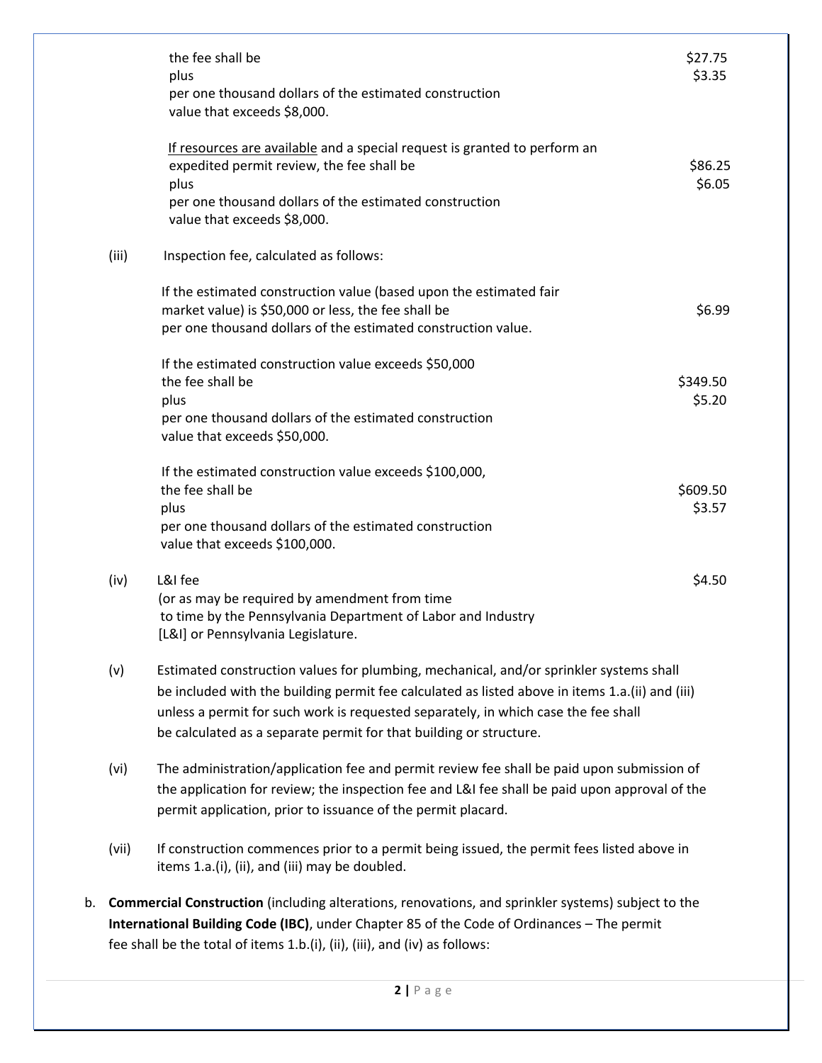the fee shall be $27.75
plus $3.35
per one thousand dollars of the estimated construction value that exceeds $8,000.

If resources are available and a special request is granted to perform an expedited permit review, the fee shall be $86.25
plus $6.05
per one thousand dollars of the estimated construction value that exceeds $8,000.

(iii) Inspection fee, calculated as follows:

If the estimated construction value (based upon the estimated fair market value) is $50,000 or less, the fee shall be $6.99
per one thousand dollars of the estimated construction value.

If the estimated construction value exceeds $50,000
the fee shall be $349.50
plus $5.20
per one thousand dollars of the estimated construction value that exceeds $50,000.

If the estimated construction value exceeds $100,000,
the fee shall be $609.50
plus $3.57
per one thousand dollars of the estimated construction value that exceeds $100,000.

(iv) L&I fee $4.50
(or as may be required by amendment from time to time by the Pennsylvania Department of Labor and Industry [L&I] or Pennsylvania Legislature.

(v) Estimated construction values for plumbing, mechanical, and/or sprinkler systems shall be included with the building permit fee calculated as listed above in items 1.a.(ii) and (iii) unless a permit for such work is requested separately, in which case the fee shall be calculated as a separate permit for that building or structure.

(vi) The administration/application fee and permit review fee shall be paid upon submission of the application for review; the inspection fee and L&I fee shall be paid upon approval of the permit application, prior to issuance of the permit placard.

(vii) If construction commences prior to a permit being issued, the permit fees listed above in items 1.a.(i), (ii), and (iii) may be doubled.

b. **Commercial Construction** (including alterations, renovations, and sprinkler systems) subject to the **International Building Code (IBC)**, under Chapter 85 of the Code of Ordinances – The permit fee shall be the total of items 1.b.(i), (ii), (iii), and (iv) as follows: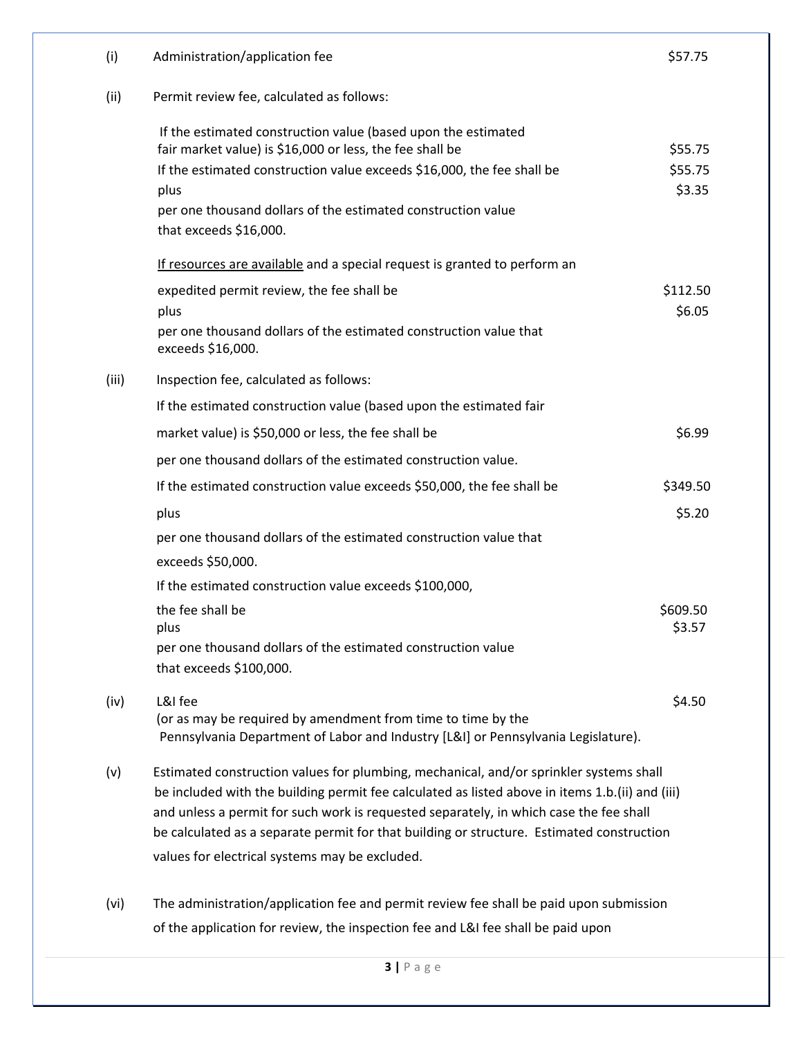(i) Administration/application fee $57.75

(ii) Permit review fee, calculated as follows:

If the estimated construction value (based upon the estimated fair market value) is $16,000 or less, the fee shall be $55.75

If the estimated construction value exceeds $16,000, the fee shall be $55.75
plus $3.35
per one thousand dollars of the estimated construction value that exceeds $16,000.

<u>If resources are available</u> and a special request is granted to perform an expedited permit review, the fee shall be $112.50
plus $6.05
per one thousand dollars of the estimated construction value that exceeds $16,000.

(iii) Inspection fee, calculated as follows:

If the estimated construction value (based upon the estimated fair market value) is $50,000 or less, the fee shall be $6.99
per one thousand dollars of the estimated construction value.

If the estimated construction value exceeds $50,000, the fee shall be $349.50
plus $5.20
per one thousand dollars of the estimated construction value that exceeds $50,000.

If the estimated construction value exceeds $100,000, the fee shall be $609.50
plus $3.57
per one thousand dollars of the estimated construction value that exceeds $100,000.

(iv) L&I fee $4.50
(or as may be required by amendment from time to time by the Pennsylvania Department of Labor and Industry [L&I] or Pennsylvania Legislature).

(v) Estimated construction values for plumbing, mechanical, and/or sprinkler systems shall be included with the building permit fee calculated as listed above in items 1.b.(ii) and (iii) and unless a permit for such work is requested separately, in which case the fee shall be calculated as a separate permit for that building or structure. Estimated construction values for electrical systems may be excluded.

(vi) The administration/application fee and permit review fee shall be paid upon submission of the application for review, the inspection fee and L&I fee shall be paid upon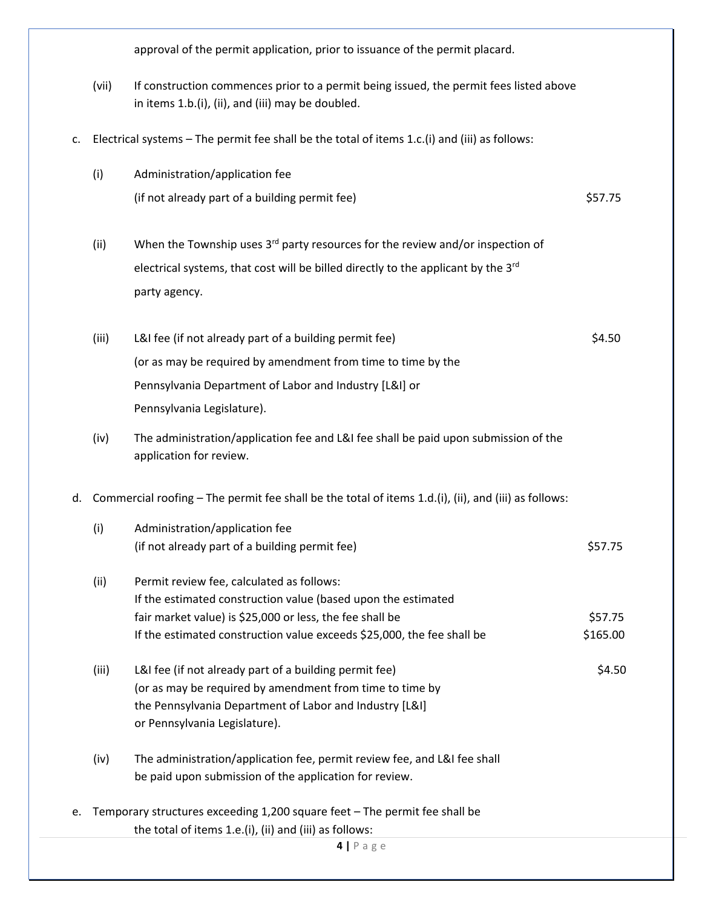approval of the permit application, prior to issuance of the permit placard.

(vii) If construction commences prior to a permit being issued, the permit fees listed above in items 1.b.(i), (ii), and (iii) may be doubled.

c. Electrical systems – The permit fee shall be the total of items 1.c.(i) and (iii) as follows:

(i) Administration/application fee (if not already part of a building permit fee) — $57.75

(ii) When the Township uses 3rd party resources for the review and/or inspection of electrical systems, that cost will be billed directly to the applicant by the 3rd party agency.

(iii) L&I fee (if not already part of a building permit fee) (or as may be required by amendment from time to time by the Pennsylvania Department of Labor and Industry [L&I] or Pennsylvania Legislature). — $4.50

(iv) The administration/application fee and L&I fee shall be paid upon submission of the application for review.

d. Commercial roofing – The permit fee shall be the total of items 1.d.(i), (ii), and (iii) as follows:

(i) Administration/application fee (if not already part of a building permit fee) — $57.75

(ii) Permit review fee, calculated as follows:
If the estimated construction value (based upon the estimated fair market value) is $25,000 or less, the fee shall be — $57.75
If the estimated construction value exceeds $25,000, the fee shall be — $165.00

(iii) L&I fee (if not already part of a building permit fee) (or as may be required by amendment from time to time by the Pennsylvania Department of Labor and Industry [L&I] or Pennsylvania Legislature). — $4.50

(iv) The administration/application fee, permit review fee, and L&I fee shall be paid upon submission of the application for review.

e. Temporary structures exceeding 1,200 square feet – The permit fee shall be the total of items 1.e.(i), (ii) and (iii) as follows: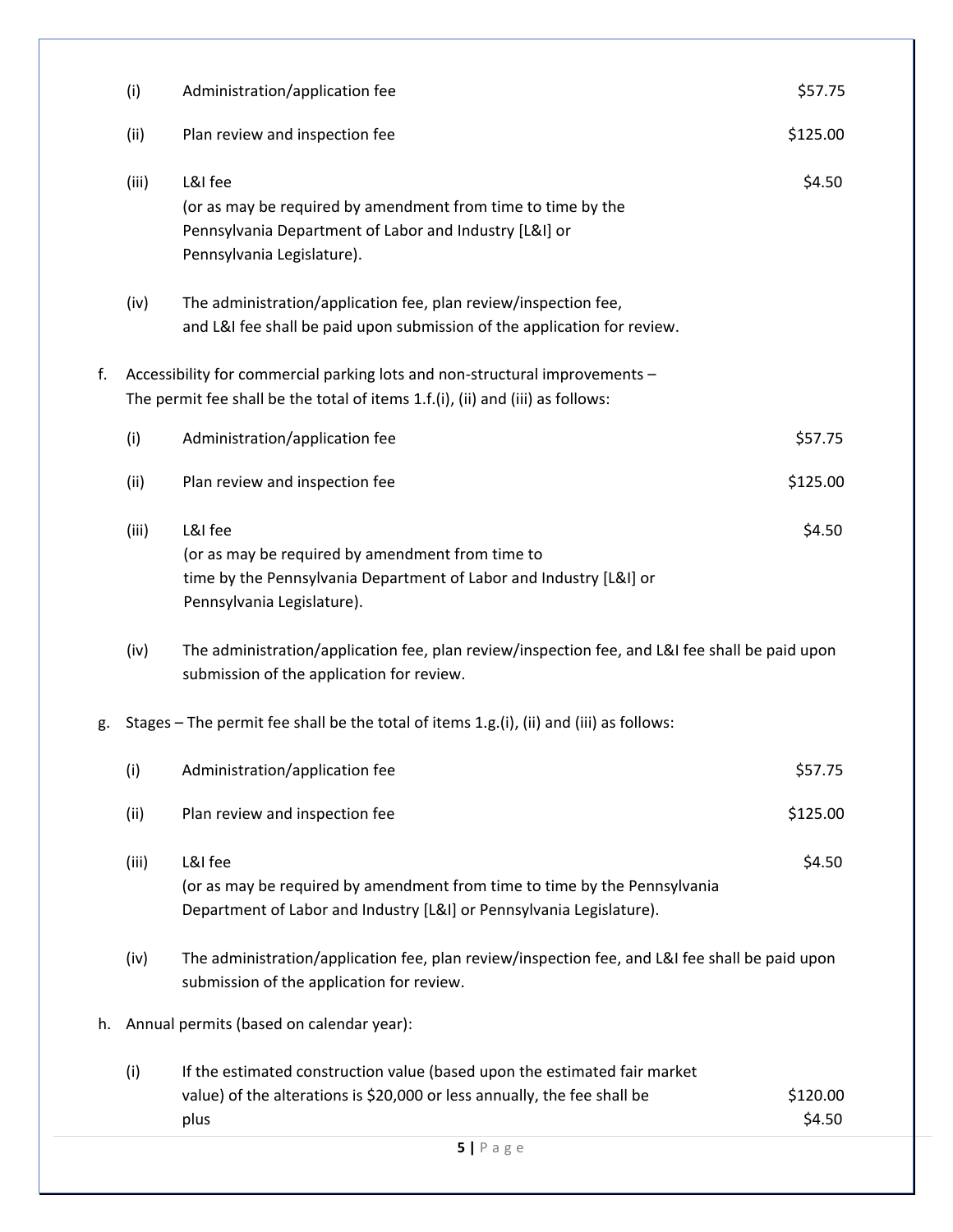(i) Administration/application fee $57.75

(ii) Plan review and inspection fee $125.00

(iii) L&I fee $4.50
(or as may be required by amendment from time to time by the Pennsylvania Department of Labor and Industry [L&I] or Pennsylvania Legislature).

(iv) The administration/application fee, plan review/inspection fee, and L&I fee shall be paid upon submission of the application for review.

f. Accessibility for commercial parking lots and non-structural improvements – The permit fee shall be the total of items 1.f.(i), (ii) and (iii) as follows:

(i) Administration/application fee $57.75

(ii) Plan review and inspection fee $125.00

(iii) L&I fee $4.50
(or as may be required by amendment from time to time by the Pennsylvania Department of Labor and Industry [L&I] or Pennsylvania Legislature).

(iv) The administration/application fee, plan review/inspection fee, and L&I fee shall be paid upon submission of the application for review.

g. Stages – The permit fee shall be the total of items 1.g.(i), (ii) and (iii) as follows:

(i) Administration/application fee $57.75

(ii) Plan review and inspection fee $125.00

(iii) L&I fee $4.50
(or as may be required by amendment from time to time by the Pennsylvania Department of Labor and Industry [L&I] or Pennsylvania Legislature).

(iv) The administration/application fee, plan review/inspection fee, and L&I fee shall be paid upon submission of the application for review.

h. Annual permits (based on calendar year):

(i) If the estimated construction value (based upon the estimated fair market value) of the alterations is $20,000 or less annually, the fee shall be $120.00 plus $4.50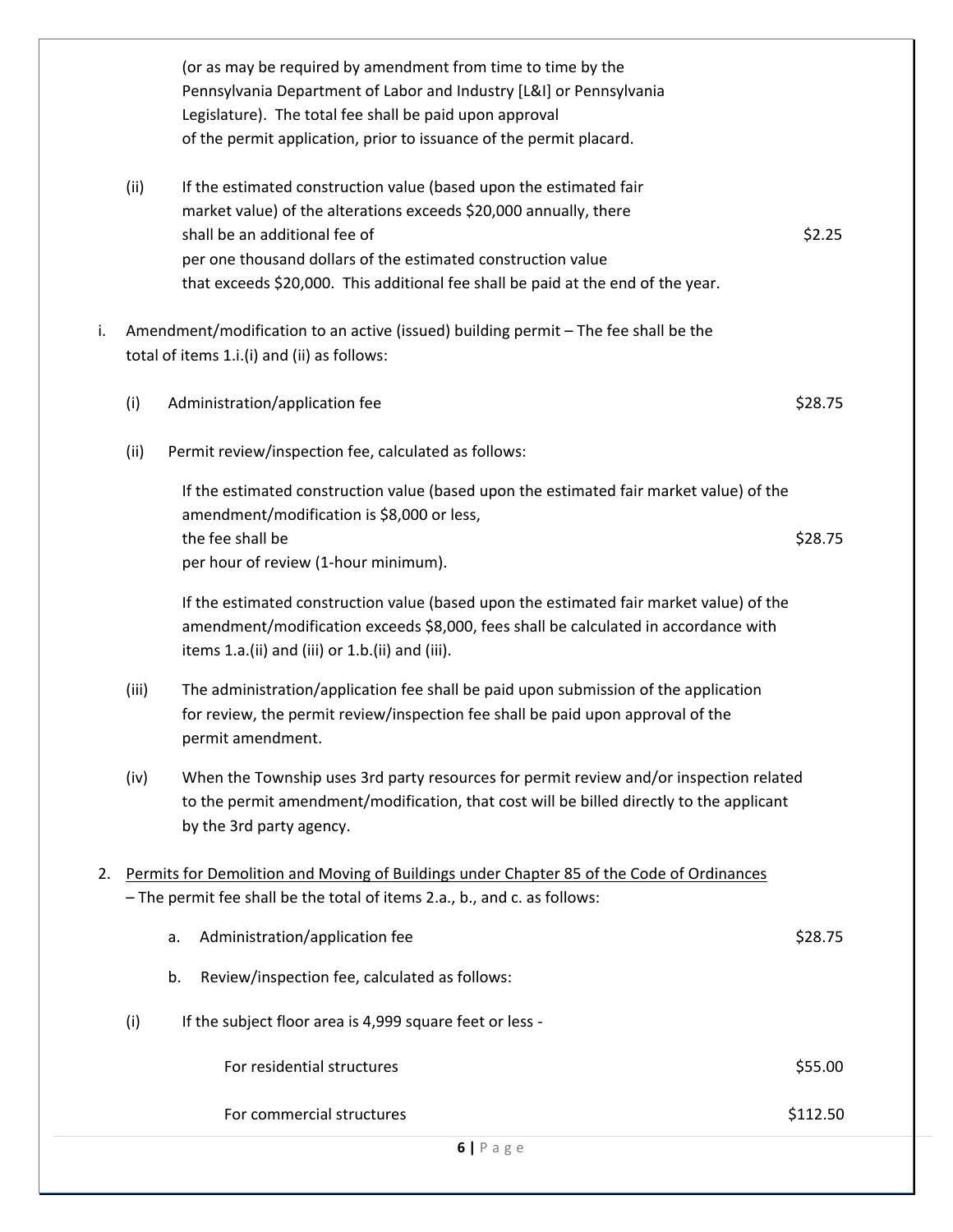(or as may be required by amendment from time to time by the Pennsylvania Department of Labor and Industry [L&I] or Pennsylvania Legislature). The total fee shall be paid upon approval of the permit application, prior to issuance of the permit placard.

(ii) If the estimated construction value (based upon the estimated fair market value) of the alterations exceeds $20,000 annually, there shall be an additional fee of $2.25 per one thousand dollars of the estimated construction value that exceeds $20,000. This additional fee shall be paid at the end of the year.

i. Amendment/modification to an active (issued) building permit – The fee shall be the total of items 1.i.(i) and (ii) as follows:

(i) Administration/application fee — $28.75

(ii) Permit review/inspection fee, calculated as follows:

If the estimated construction value (based upon the estimated fair market value) of the amendment/modification is $8,000 or less, the fee shall be $28.75 per hour of review (1-hour minimum).

If the estimated construction value (based upon the estimated fair market value) of the amendment/modification exceeds $8,000, fees shall be calculated in accordance with items 1.a.(ii) and (iii) or 1.b.(ii) and (iii).

(iii) The administration/application fee shall be paid upon submission of the application for review, the permit review/inspection fee shall be paid upon approval of the permit amendment.

(iv) When the Township uses 3rd party resources for permit review and/or inspection related to the permit amendment/modification, that cost will be billed directly to the applicant by the 3rd party agency.

2. <u>Permits for Demolition and Moving of Buildings under Chapter 85 of the Code of Ordinances</u> – The permit fee shall be the total of items 2.a., b., and c. as follows:

a. Administration/application fee — $28.75

b. Review/inspection fee, calculated as follows:

(i) If the subject floor area is 4,999 square feet or less -

For residential structures — $55.00

For commercial structures — $112.50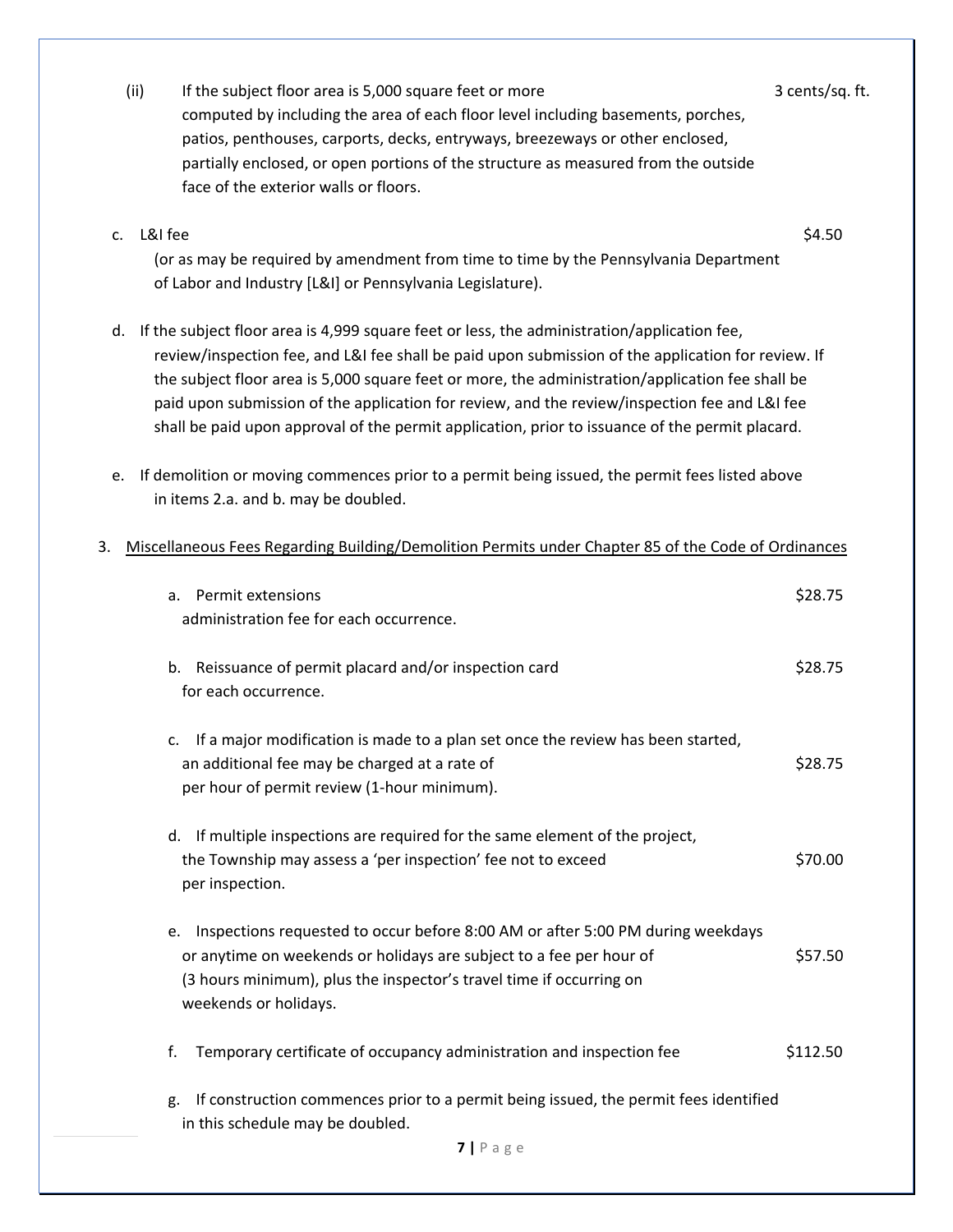(ii) If the subject floor area is 5,000 square feet or more computed by including the area of each floor level including basements, porches, patios, penthouses, carports, decks, entryways, breezeways or other enclosed, partially enclosed, or open portions of the structure as measured from the outside face of the exterior walls or floors. — 3 cents/sq. ft.

c. L&I fee (or as may be required by amendment from time to time by the Pennsylvania Department of Labor and Industry [L&I] or Pennsylvania Legislature). — $4.50

d. If the subject floor area is 4,999 square feet or less, the administration/application fee, review/inspection fee, and L&I fee shall be paid upon submission of the application for review. If the subject floor area is 5,000 square feet or more, the administration/application fee shall be paid upon submission of the application for review, and the review/inspection fee and L&I fee shall be paid upon approval of the permit application, prior to issuance of the permit placard.

e. If demolition or moving commences prior to a permit being issued, the permit fees listed above in items 2.a. and b. may be doubled.

3. Miscellaneous Fees Regarding Building/Demolition Permits under Chapter 85 of the Code of Ordinances

a. Permit extensions administration fee for each occurrence. — $28.75

b. Reissuance of permit placard and/or inspection card for each occurrence. — $28.75

c. If a major modification is made to a plan set once the review has been started, an additional fee may be charged at a rate of $28.75 per hour of permit review (1-hour minimum).

d. If multiple inspections are required for the same element of the project, the Township may assess a 'per inspection' fee not to exceed $70.00 per inspection.

e. Inspections requested to occur before 8:00 AM or after 5:00 PM during weekdays or anytime on weekends or holidays are subject to a fee per hour of $57.50 (3 hours minimum), plus the inspector's travel time if occurring on weekends or holidays.

f. Temporary certificate of occupancy administration and inspection fee — $112.50

g. If construction commences prior to a permit being issued, the permit fees identified in this schedule may be doubled.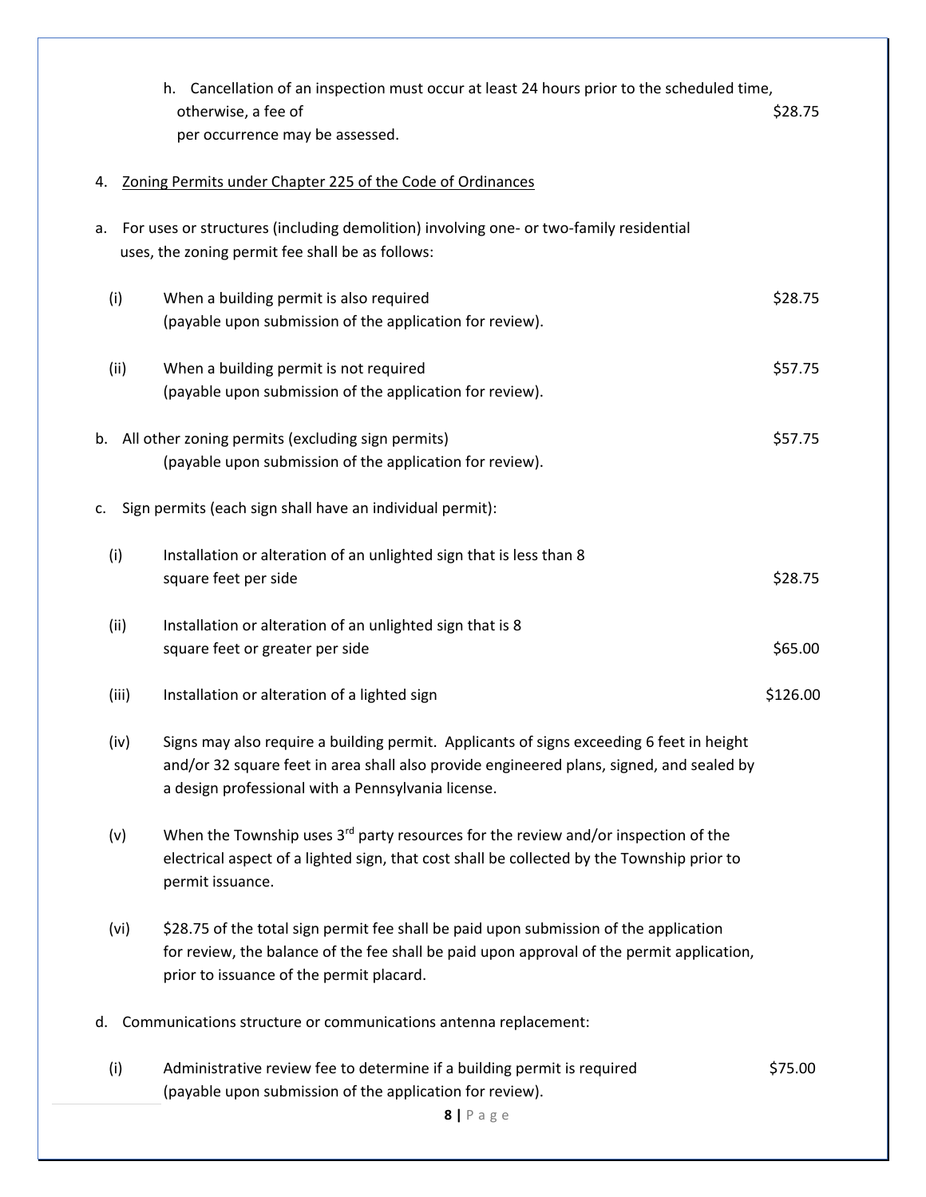h. Cancellation of an inspection must occur at least 24 hours prior to the scheduled time, otherwise, a fee of $28.75 per occurrence may be assessed.

4. <u>Zoning Permits under Chapter 225 of the Code of Ordinances</u>

a. For uses or structures (including demolition) involving one- or two-family residential uses, the zoning permit fee shall be as follows:

(i) When a building permit is also required (payable upon submission of the application for review). — $28.75

(ii) When a building permit is not required (payable upon submission of the application for review). — $57.75

b. All other zoning permits (excluding sign permits) (payable upon submission of the application for review). — $57.75

c. Sign permits (each sign shall have an individual permit):

(i) Installation or alteration of an unlighted sign that is less than 8 square feet per side — $28.75

(ii) Installation or alteration of an unlighted sign that is 8 square feet or greater per side — $65.00

(iii) Installation or alteration of a lighted sign — $126.00

(iv) Signs may also require a building permit. Applicants of signs exceeding 6 feet in height and/or 32 square feet in area shall also provide engineered plans, signed, and sealed by a design professional with a Pennsylvania license.

(v) When the Township uses 3rd party resources for the review and/or inspection of the electrical aspect of a lighted sign, that cost shall be collected by the Township prior to permit issuance.

(vi) $28.75 of the total sign permit fee shall be paid upon submission of the application for review, the balance of the fee shall be paid upon approval of the permit application, prior to issuance of the permit placard.

d. Communications structure or communications antenna replacement:

(i) Administrative review fee to determine if a building permit is required (payable upon submission of the application for review). — $75.00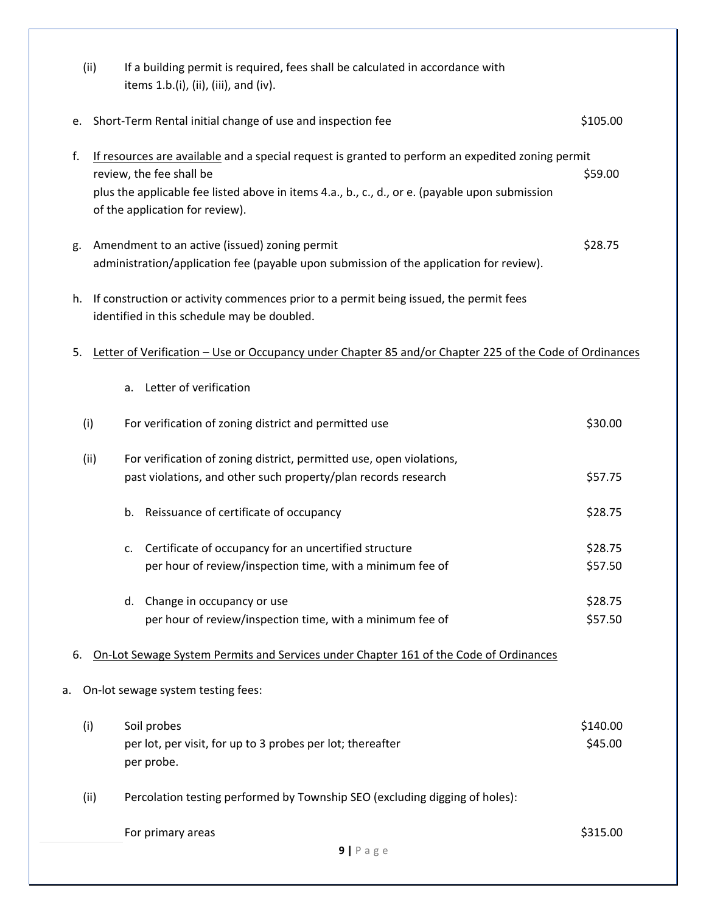(ii) If a building permit is required, fees shall be calculated in accordance with items 1.b.(i), (ii), (iii), and (iv).

e. Short-Term Rental initial change of use and inspection fee — $105.00

f. <u>If resources are available</u> and a special request is granted to perform an expedited zoning permit review, the fee shall be — $59.00
plus the applicable fee listed above in items 4.a., b., c., d., or e. (payable upon submission of the application for review).

g. Amendment to an active (issued) zoning permit administration/application fee (payable upon submission of the application for review). — $28.75

h. If construction or activity commences prior to a permit being issued, the permit fees identified in this schedule may be doubled.

5. <u>Letter of Verification – Use or Occupancy under Chapter 85 and/or Chapter 225 of the Code of Ordinances</u>

a. Letter of verification

(i) For verification of zoning district and permitted use — $30.00

(ii) For verification of zoning district, permitted use, open violations, past violations, and other such property/plan records research — $57.75

b. Reissuance of certificate of occupancy — $28.75

c. Certificate of occupancy for an uncertified structure — $28.75
per hour of review/inspection time, with a minimum fee of — $57.50

d. Change in occupancy or use — $28.75
per hour of review/inspection time, with a minimum fee of — $57.50

6. <u>On-Lot Sewage System Permits and Services under Chapter 161 of the Code of Ordinances</u>

a. On-lot sewage system testing fees:

(i) Soil probes — $140.00
per lot, per visit, for up to 3 probes per lot; thereafter — $45.00
per probe.

(ii) Percolation testing performed by Township SEO (excluding digging of holes):

For primary areas — $315.00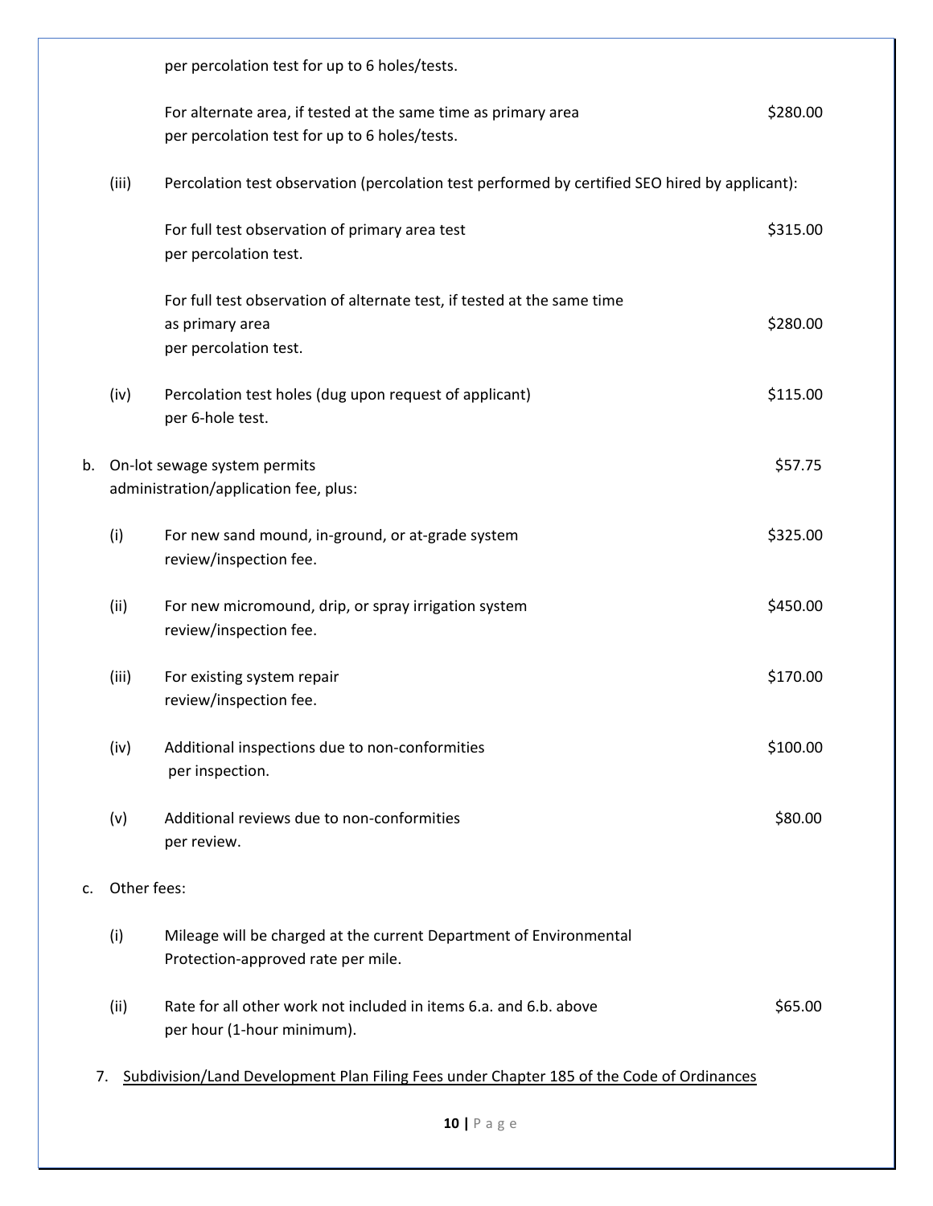per percolation test for up to 6 holes/tests.

For alternate area, if tested at the same time as primary area per percolation test for up to 6 holes/tests. $280.00

(iii) Percolation test observation (percolation test performed by certified SEO hired by applicant):

For full test observation of primary area test per percolation test. $315.00

For full test observation of alternate test, if tested at the same time as primary area per percolation test. $280.00

(iv) Percolation test holes (dug upon request of applicant) per 6-hole test. $115.00

b. On-lot sewage system permits administration/application fee, plus: $57.75

(i) For new sand mound, in-ground, or at-grade system review/inspection fee. $325.00

(ii) For new micromound, drip, or spray irrigation system review/inspection fee. $450.00

(iii) For existing system repair review/inspection fee. $170.00

(iv) Additional inspections due to non-conformities per inspection. $100.00

(v) Additional reviews due to non-conformities per review. $80.00

c. Other fees:

(i) Mileage will be charged at the current Department of Environmental Protection-approved rate per mile.

(ii) Rate for all other work not included in items 6.a. and 6.b. above per hour (1-hour minimum). $65.00

7. Subdivision/Land Development Plan Filing Fees under Chapter 185 of the Code of Ordinances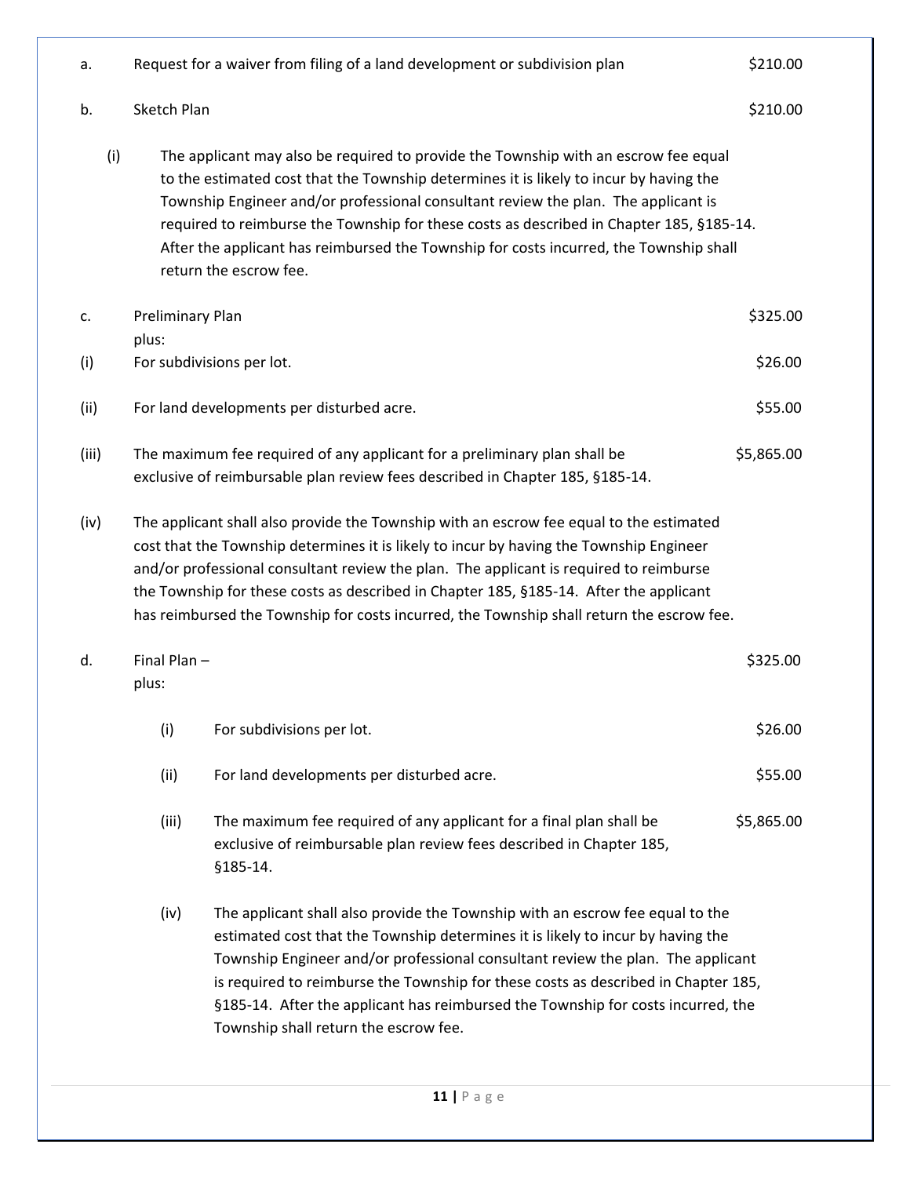a. Request for a waiver from filing of a land development or subdivision plan $210.00

b. Sketch Plan $210.00

(i) The applicant may also be required to provide the Township with an escrow fee equal to the estimated cost that the Township determines it is likely to incur by having the Township Engineer and/or professional consultant review the plan. The applicant is required to reimburse the Township for these costs as described in Chapter 185, §185-14. After the applicant has reimbursed the Township for costs incurred, the Township shall return the escrow fee.

c. Preliminary Plan $325.00
plus:

(i) For subdivisions per lot. $26.00

(ii) For land developments per disturbed acre. $55.00

(iii) The maximum fee required of any applicant for a preliminary plan shall be exclusive of reimbursable plan review fees described in Chapter 185, §185-14. $5,865.00

(iv) The applicant shall also provide the Township with an escrow fee equal to the estimated cost that the Township determines it is likely to incur by having the Township Engineer and/or professional consultant review the plan. The applicant is required to reimburse the Township for these costs as described in Chapter 185, §185-14. After the applicant has reimbursed the Township for costs incurred, the Township shall return the escrow fee.

d. Final Plan – $325.00
plus:

(i) For subdivisions per lot. $26.00

(ii) For land developments per disturbed acre. $55.00

(iii) The maximum fee required of any applicant for a final plan shall be exclusive of reimbursable plan review fees described in Chapter 185, §185-14. $5,865.00

(iv) The applicant shall also provide the Township with an escrow fee equal to the estimated cost that the Township determines it is likely to incur by having the Township Engineer and/or professional consultant review the plan. The applicant is required to reimburse the Township for these costs as described in Chapter 185, §185-14. After the applicant has reimbursed the Township for costs incurred, the Township shall return the escrow fee.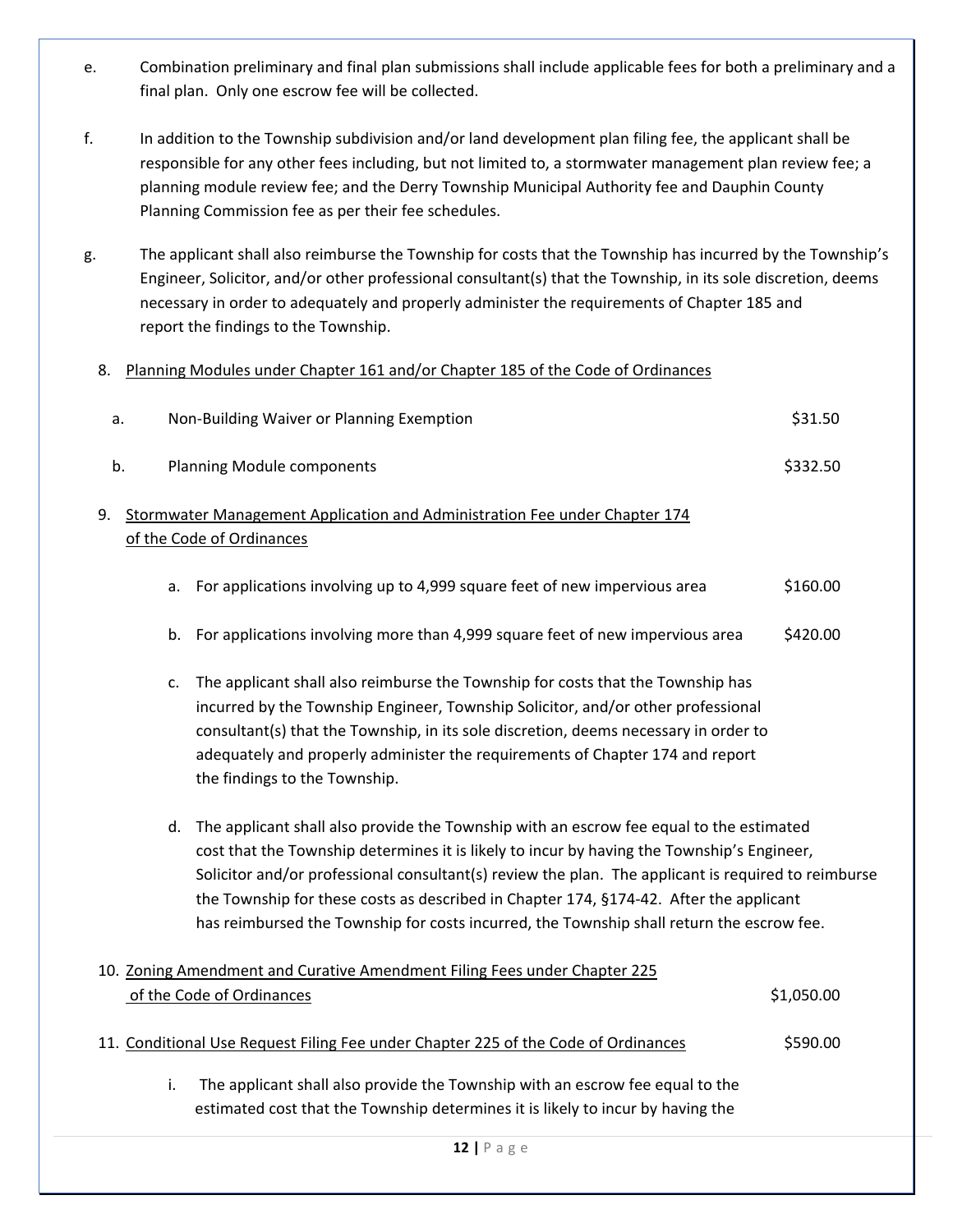e. Combination preliminary and final plan submissions shall include applicable fees for both a preliminary and a final plan. Only one escrow fee will be collected.

f. In addition to the Township subdivision and/or land development plan filing fee, the applicant shall be responsible for any other fees including, but not limited to, a stormwater management plan review fee; a planning module review fee; and the Derry Township Municipal Authority fee and Dauphin County Planning Commission fee as per their fee schedules.

g. The applicant shall also reimburse the Township for costs that the Township has incurred by the Township's Engineer, Solicitor, and/or other professional consultant(s) that the Township, in its sole discretion, deems necessary in order to adequately and properly administer the requirements of Chapter 185 and report the findings to the Township.

8. Planning Modules under Chapter 161 and/or Chapter 185 of the Code of Ordinances

   a. Non-Building Waiver or Planning Exemption — $31.50

   b. Planning Module components — $332.50

9. Stormwater Management Application and Administration Fee under Chapter 174 of the Code of Ordinances

   a. For applications involving up to 4,999 square feet of new impervious area — $160.00

   b. For applications involving more than 4,999 square feet of new impervious area — $420.00

   c. The applicant shall also reimburse the Township for costs that the Township has incurred by the Township Engineer, Township Solicitor, and/or other professional consultant(s) that the Township, in its sole discretion, deems necessary in order to adequately and properly administer the requirements of Chapter 174 and report the findings to the Township.

   d. The applicant shall also provide the Township with an escrow fee equal to the estimated cost that the Township determines it is likely to incur by having the Township's Engineer, Solicitor and/or professional consultant(s) review the plan. The applicant is required to reimburse the Township for these costs as described in Chapter 174, §174-42. After the applicant has reimbursed the Township for costs incurred, the Township shall return the escrow fee.

10. Zoning Amendment and Curative Amendment Filing Fees under Chapter 225 of the Code of Ordinances — $1,050.00

11. Conditional Use Request Filing Fee under Chapter 225 of the Code of Ordinances — $590.00

   i. The applicant shall also provide the Township with an escrow fee equal to the estimated cost that the Township determines it is likely to incur by having the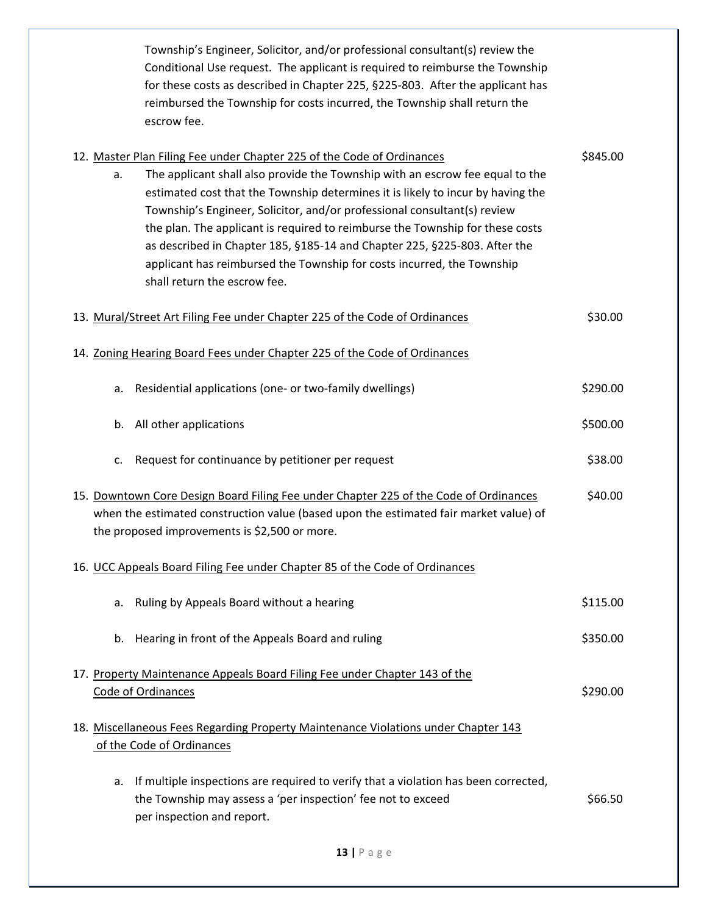Township's Engineer, Solicitor, and/or professional consultant(s) review the Conditional Use request. The applicant is required to reimburse the Township for these costs as described in Chapter 225, §225-803. After the applicant has reimbursed the Township for costs incurred, the Township shall return the escrow fee.

12. Master Plan Filing Fee under Chapter 225 of the Code of Ordinances — $845.00
    a. The applicant shall also provide the Township with an escrow fee equal to the estimated cost that the Township determines it is likely to incur by having the Township's Engineer, Solicitor, and/or professional consultant(s) review the plan. The applicant is required to reimburse the Township for these costs as described in Chapter 185, §185-14 and Chapter 225, §225-803. After the applicant has reimbursed the Township for costs incurred, the Township shall return the escrow fee.

13. Mural/Street Art Filing Fee under Chapter 225 of the Code of Ordinances — $30.00

14. Zoning Hearing Board Fees under Chapter 225 of the Code of Ordinances
    a. Residential applications (one- or two-family dwellings) — $290.00
    b. All other applications — $500.00
    c. Request for continuance by petitioner per request — $38.00

15. Downtown Core Design Board Filing Fee under Chapter 225 of the Code of Ordinances when the estimated construction value (based upon the estimated fair market value) of the proposed improvements is $2,500 or more. — $40.00

16. UCC Appeals Board Filing Fee under Chapter 85 of the Code of Ordinances
    a. Ruling by Appeals Board without a hearing — $115.00
    b. Hearing in front of the Appeals Board and ruling — $350.00

17. Property Maintenance Appeals Board Filing Fee under Chapter 143 of the Code of Ordinances — $290.00

18. Miscellaneous Fees Regarding Property Maintenance Violations under Chapter 143 of the Code of Ordinances
    a. If multiple inspections are required to verify that a violation has been corrected, the Township may assess a 'per inspection' fee not to exceed $66.50 per inspection and report.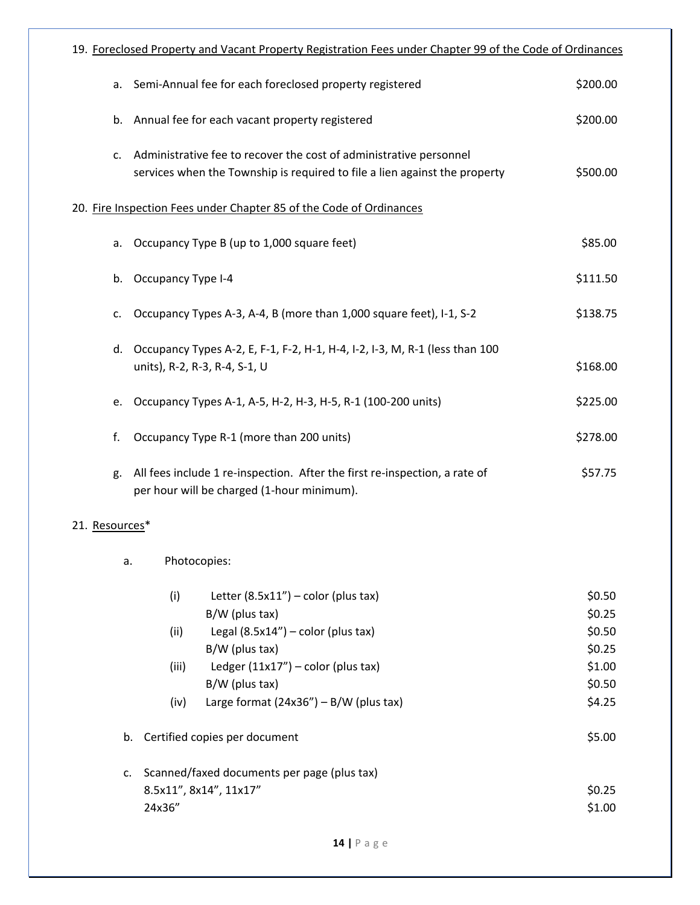19. <u>Foreclosed Property and Vacant Property Registration Fees under Chapter 99 of the Code of Ordinances</u>

| | | |
|---|---|---|
| a. | Semi-Annual fee for each foreclosed property registered | $200.00 |
| b. | Annual fee for each vacant property registered | $200.00 |
| c. | Administrative fee to recover the cost of administrative personnel services when the Township is required to file a lien against the property | $500.00 |

20. <u>Fire Inspection Fees under Chapter 85 of the Code of Ordinances</u>

| | | |
|---|---|---|
| a. | Occupancy Type B (up to 1,000 square feet) | $85.00 |
| b. | Occupancy Type I-4 | $111.50 |
| c. | Occupancy Types A-3, A-4, B (more than 1,000 square feet), I-1, S-2 | $138.75 |
| d. | Occupancy Types A-2, E, F-1, F-2, H-1, H-4, I-2, I-3, M, R-1 (less than 100 units), R-2, R-3, R-4, S-1, U | $168.00 |
| e. | Occupancy Types A-1, A-5, H-2, H-3, H-5, R-1 (100-200 units) | $225.00 |
| f. | Occupancy Type R-1 (more than 200 units) | $278.00 |
| g. | All fees include 1 re-inspection. After the first re-inspection, a rate of per hour will be charged (1-hour minimum). | $57.75 |

21. <u>Resources</u>*

a. Photocopies:

| | | |
|---|---|---|
| (i) | Letter (8.5x11") – color (plus tax) | $0.50 |
| | B/W (plus tax) | $0.25 |
| (ii) | Legal (8.5x14") – color (plus tax) | $0.50 |
| | B/W (plus tax) | $0.25 |
| (iii) | Ledger (11x17") – color (plus tax) | $1.00 |
| | B/W (plus tax) | $0.50 |
| (iv) | Large format (24x36") – B/W (plus tax) | $4.25 |

b. Certified copies per document — $5.00

c. Scanned/faxed documents per page (plus tax)

| | |
|---|---|
| 8.5x11", 8x14", 11x17" | $0.25 |
| 24x36" | $1.00 |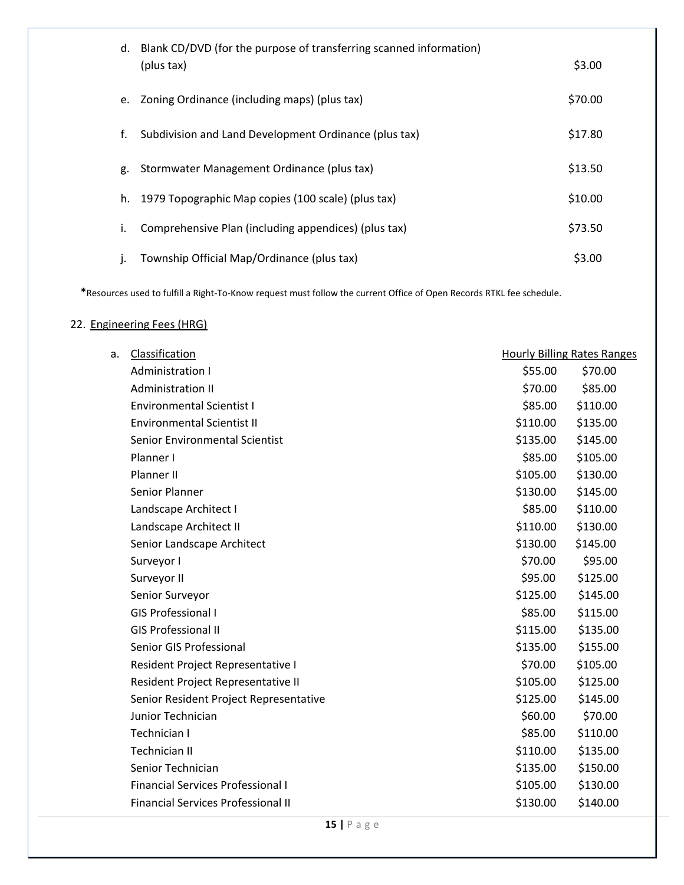d. Blank CD/DVD (for the purpose of transferring scanned information) (plus tax) $3.00

e. Zoning Ordinance (including maps) (plus tax) $70.00

f. Subdivision and Land Development Ordinance (plus tax) $17.80

g. Stormwater Management Ordinance (plus tax) $13.50

h. 1979 Topographic Map copies (100 scale) (plus tax) $10.00

i. Comprehensive Plan (including appendices) (plus tax) $73.50

j. Township Official Map/Ordinance (plus tax) $3.00

*Resources used to fulfill a Right-To-Know request must follow the current Office of Open Records RTKL fee schedule.

22. Engineering Fees (HRG)

a.

| Classification | Hourly Billing Rates Ranges | |
|---|---|---|
| Administration I | $55.00 | $70.00 |
| Administration II | $70.00 | $85.00 |
| Environmental Scientist I | $85.00 | $110.00 |
| Environmental Scientist II | $110.00 | $135.00 |
| Senior Environmental Scientist | $135.00 | $145.00 |
| Planner I | $85.00 | $105.00 |
| Planner II | $105.00 | $130.00 |
| Senior Planner | $130.00 | $145.00 |
| Landscape Architect I | $85.00 | $110.00 |
| Landscape Architect II | $110.00 | $130.00 |
| Senior Landscape Architect | $130.00 | $145.00 |
| Surveyor I | $70.00 | $95.00 |
| Surveyor II | $95.00 | $125.00 |
| Senior Surveyor | $125.00 | $145.00 |
| GIS Professional I | $85.00 | $115.00 |
| GIS Professional II | $115.00 | $135.00 |
| Senior GIS Professional | $135.00 | $155.00 |
| Resident Project Representative I | $70.00 | $105.00 |
| Resident Project Representative II | $105.00 | $125.00 |
| Senior Resident Project Representative | $125.00 | $145.00 |
| Junior Technician | $60.00 | $70.00 |
| Technician I | $85.00 | $110.00 |
| Technician II | $110.00 | $135.00 |
| Senior Technician | $135.00 | $150.00 |
| Financial Services Professional I | $105.00 | $130.00 |
| Financial Services Professional II | $130.00 | $140.00 |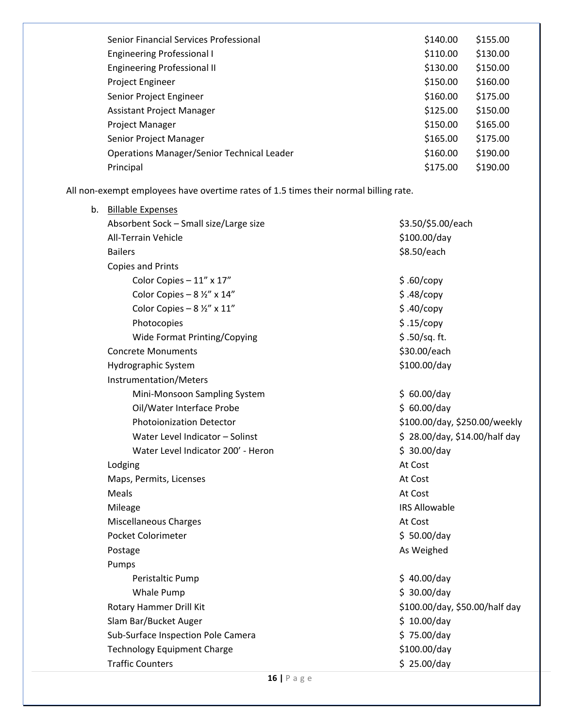| | | |
|---|---|---|
| Senior Financial Services Professional | $140.00 | $155.00 |
| Engineering Professional I | $110.00 | $130.00 |
| Engineering Professional II | $130.00 | $150.00 |
| Project Engineer | $150.00 | $160.00 |
| Senior Project Engineer | $160.00 | $175.00 |
| Assistant Project Manager | $125.00 | $150.00 |
| Project Manager | $150.00 | $165.00 |
| Senior Project Manager | $165.00 | $175.00 |
| Operations Manager/Senior Technical Leader | $160.00 | $190.00 |
| Principal | $175.00 | $190.00 |

All non-exempt employees have overtime rates of 1.5 times their normal billing rate.

b. Billable Expenses

| | |
|---|---|
| Absorbent Sock – Small size/Large size | $3.50/$5.00/each |
| All-Terrain Vehicle | $100.00/day |
| Bailers | $8.50/each |
| Copies and Prints | |
| Color Copies – 11" x 17" | $ .60/copy |
| Color Copies – 8 ½" x 14" | $ .48/copy |
| Color Copies – 8 ½" x 11" | $ .40/copy |
| Photocopies | $ .15/copy |
| Wide Format Printing/Copying | $ .50/sq. ft. |
| Concrete Monuments | $30.00/each |
| Hydrographic System | $100.00/day |
| Instrumentation/Meters | |
| Mini-Monsoon Sampling System | $ 60.00/day |
| Oil/Water Interface Probe | $ 60.00/day |
| Photoionization Detector | $100.00/day, $250.00/weekly |
| Water Level Indicator – Solinst | $ 28.00/day, $14.00/half day |
| Water Level Indicator 200' - Heron | $ 30.00/day |
| Lodging | At Cost |
| Maps, Permits, Licenses | At Cost |
| Meals | At Cost |
| Mileage | IRS Allowable |
| Miscellaneous Charges | At Cost |
| Pocket Colorimeter | $ 50.00/day |
| Postage | As Weighed |
| Pumps | |
| Peristaltic Pump | $ 40.00/day |
| Whale Pump | $ 30.00/day |
| Rotary Hammer Drill Kit | $100.00/day, $50.00/half day |
| Slam Bar/Bucket Auger | $ 10.00/day |
| Sub-Surface Inspection Pole Camera | $ 75.00/day |
| Technology Equipment Charge | $100.00/day |
| Traffic Counters | $ 25.00/day |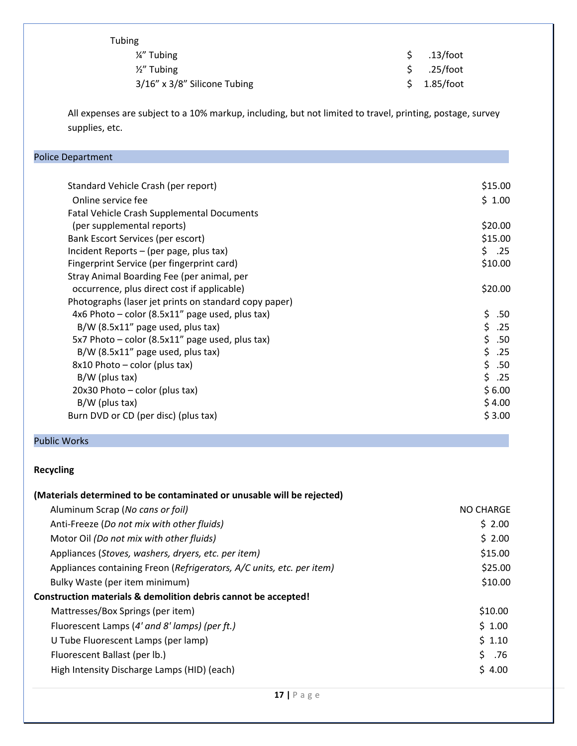Tubing

| Item | Price |
|---|---|
| ¼" Tubing | $ .13/foot |
| ½" Tubing | $ .25/foot |
| 3/16" x 3/8" Silicone Tubing | $ 1.85/foot |

All expenses are subject to a 10% markup, including, but not limited to travel, printing, postage, survey supplies, etc.

## Police Department

| Item | Fee |
|---|---|
| Standard Vehicle Crash (per report) | $15.00 |
| Online service fee | $ 1.00 |
| Fatal Vehicle Crash Supplemental Documents (per supplemental reports) | $20.00 |
| Bank Escort Services (per escort) | $15.00 |
| Incident Reports – (per page, plus tax) | $ .25 |
| Fingerprint Service (per fingerprint card) | $10.00 |
| Stray Animal Boarding Fee (per animal, per occurrence, plus direct cost if applicable) | $20.00 |
| Photographs (laser jet prints on standard copy paper) | |
| 4x6 Photo – color (8.5x11" page used, plus tax) | $ .50 |
| B/W (8.5x11" page used, plus tax) | $ .25 |
| 5x7 Photo – color (8.5x11" page used, plus tax) | $ .50 |
| B/W (8.5x11" page used, plus tax) | $ .25 |
| 8x10 Photo – color (plus tax) | $ .50 |
| B/W (plus tax) | $ .25 |
| 20x30 Photo – color (plus tax) | $ 6.00 |
| B/W (plus tax) | $ 4.00 |
| Burn DVD or CD (per disc) (plus tax) | $ 3.00 |

## Public Works

**Recycling**

**(Materials determined to be contaminated or unusable will be rejected)**

| Item | Fee |
|---|---|
| Aluminum Scrap (*No cans or foil)* | NO CHARGE |
| Anti-Freeze (*Do not mix with other fluids)* | $ 2.00 |
| Motor Oil *(Do not mix with other fluids)* | $ 2.00 |
| Appliances (*Stoves, washers, dryers, etc. per item)* | $15.00 |
| Appliances containing Freon (*Refrigerators, A/C units, etc. per item)* | $25.00 |
| Bulky Waste (per item minimum) | $10.00 |
| **Construction materials & demolition debris cannot be accepted!** | |
| Mattresses/Box Springs (per item) | $10.00 |
| Fluorescent Lamps (*4' and 8' lamps) (per ft.)* | $ 1.00 |
| U Tube Fluorescent Lamps (per lamp) | $ 1.10 |
| Fluorescent Ballast (per lb.) | $ .76 |
| High Intensity Discharge Lamps (HID) (each) | $ 4.00 |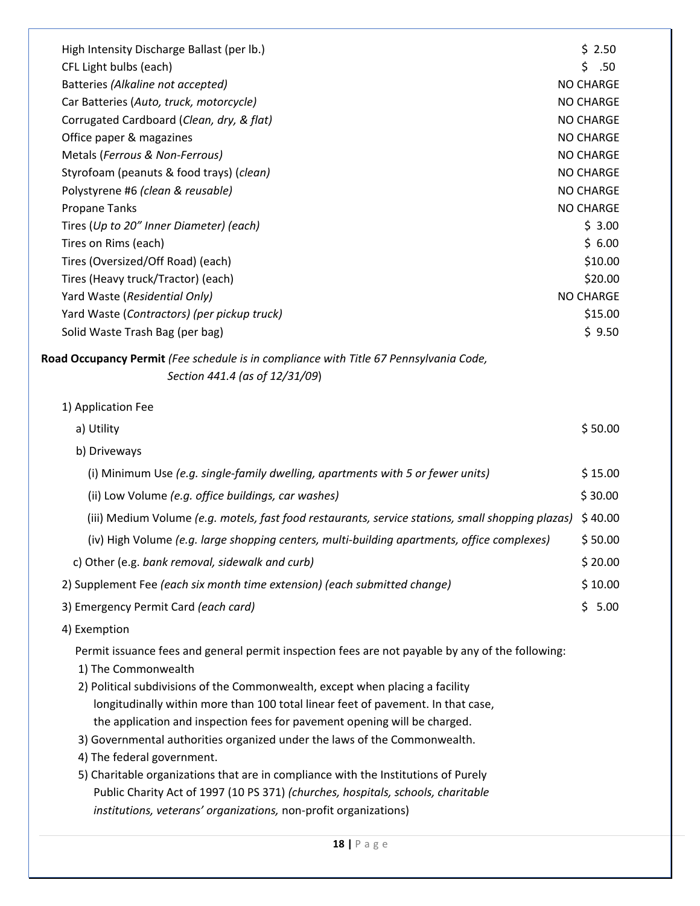| Item | Fee |
|---|---|
| High Intensity Discharge Ballast (per lb.) | $ 2.50 |
| CFL Light bulbs (each) | $ .50 |
| Batteries *(Alkaline not accepted)* | NO CHARGE |
| Car Batteries (*Auto, truck, motorcycle)* | NO CHARGE |
| Corrugated Cardboard (*Clean, dry, & flat)* | NO CHARGE |
| Office paper & magazines | NO CHARGE |
| Metals (*Ferrous & Non-Ferrous)* | NO CHARGE |
| Styrofoam (peanuts & food trays) (*clean)* | NO CHARGE |
| Polystyrene #6 *(clean & reusable)* | NO CHARGE |
| Propane Tanks | NO CHARGE |
| Tires (*Up to 20" Inner Diameter) (each)* | $ 3.00 |
| Tires on Rims (each) | $ 6.00 |
| Tires (Oversized/Off Road) (each) | $10.00 |
| Tires (Heavy truck/Tractor) (each) | $20.00 |
| Yard Waste (*Residential Only)* | NO CHARGE |
| Yard Waste (*Contractors) (per pickup truck)* | $15.00 |
| Solid Waste Trash Bag (per bag) | $ 9.50 |

**Road Occupancy Permit** *(Fee schedule is in compliance with Title 67 Pennsylvania Code, Section 441.4 (as of 12/31/09)*

| Item | Fee |
|---|---|
| 1) Application Fee | |
| a) Utility | $ 50.00 |
| b) Driveways | |
| (i) Minimum Use *(e.g. single-family dwelling, apartments with 5 or fewer units)* | $ 15.00 |
| (ii) Low Volume *(e.g. office buildings, car washes)* | $ 30.00 |
| (iii) Medium Volume *(e.g. motels, fast food restaurants, service stations, small shopping plazas)* | $ 40.00 |
| (iv) High Volume *(e.g. large shopping centers, multi-building apartments, office complexes)* | $ 50.00 |
| c) Other (e.g. *bank removal, sidewalk and curb)* | $ 20.00 |
| 2) Supplement Fee *(each six month time extension) (each submitted change)* | $ 10.00 |
| 3) Emergency Permit Card *(each card)* | $ 5.00 |

4) Exemption

Permit issuance fees and general permit inspection fees are not payable by any of the following:

1) The Commonwealth
2) Political subdivisions of the Commonwealth, except when placing a facility longitudinally within more than 100 total linear feet of pavement. In that case, the application and inspection fees for pavement opening will be charged.
3) Governmental authorities organized under the laws of the Commonwealth.
4) The federal government.
5) Charitable organizations that are in compliance with the Institutions of Purely Public Charity Act of 1997 (10 PS 371) *(churches, hospitals, schools, charitable institutions, veterans' organizations,* non-profit organizations)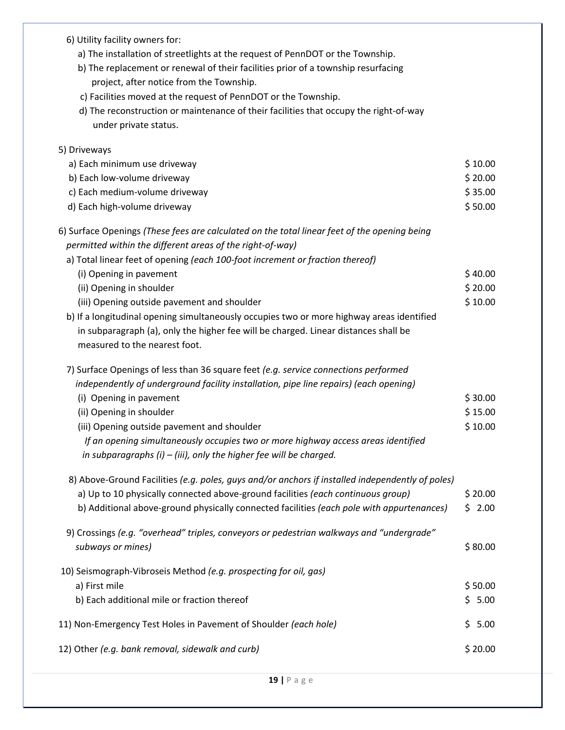6) Utility facility owners for:

a) The installation of streetlights at the request of PennDOT or the Township.

b) The replacement or renewal of their facilities prior of a township resurfacing project, after notice from the Township.

c) Facilities moved at the request of PennDOT or the Township.

d) The reconstruction or maintenance of their facilities that occupy the right-of-way under private status.

5) Driveways

| | |
|---|---|
| a) Each minimum use driveway | $ 10.00 |
| b) Each low-volume driveway | $ 20.00 |
| c) Each medium-volume driveway | $ 35.00 |
| d) Each high-volume driveway | $ 50.00 |

6) Surface Openings *(These fees are calculated on the total linear feet of the opening being permitted within the different areas of the right-of-way)*

a) Total linear feet of opening *(each 100-foot increment or fraction thereof)*

| | |
|---|---|
| (i) Opening in pavement | $ 40.00 |
| (ii) Opening in shoulder | $ 20.00 |
| (iii) Opening outside pavement and shoulder | $ 10.00 |

b) If a longitudinal opening simultaneously occupies two or more highway areas identified in subparagraph (a), only the higher fee will be charged. Linear distances shall be measured to the nearest foot.

7) Surface Openings of less than 36 square feet *(e.g. service connections performed independently of underground facility installation, pipe line repairs) (each opening)*

| | |
|---|---|
| (i) Opening in pavement | $ 30.00 |
| (ii) Opening in shoulder | $ 15.00 |
| (iii) Opening outside pavement and shoulder | $ 10.00 |

*If an opening simultaneously occupies two or more highway access areas identified in subparagraphs (i) – (iii), only the higher fee will be charged.*

8) Above-Ground Facilities *(e.g. poles, guys and/or anchors if installed independently of poles)*

| | |
|---|---|
| a) Up to 10 physically connected above-ground facilities *(each continuous group)* | $ 20.00 |
| b) Additional above-ground physically connected facilities *(each pole with appurtenances)* | $ 2.00 |

| | |
|---|---|
| 9) Crossings *(e.g. "overhead" triples, conveyors or pedestrian walkways and "undergrade" subways or mines)* | $ 80.00 |

10) Seismograph-Vibroseis Method *(e.g. prospecting for oil, gas)*

| | |
|---|---|
| a) First mile | $ 50.00 |
| b) Each additional mile or fraction thereof | $ 5.00 |

| | |
|---|---|
| 11) Non-Emergency Test Holes in Pavement of Shoulder *(each hole)* | $ 5.00 |
| 12) Other *(e.g. bank removal, sidewalk and curb)* | $ 20.00 |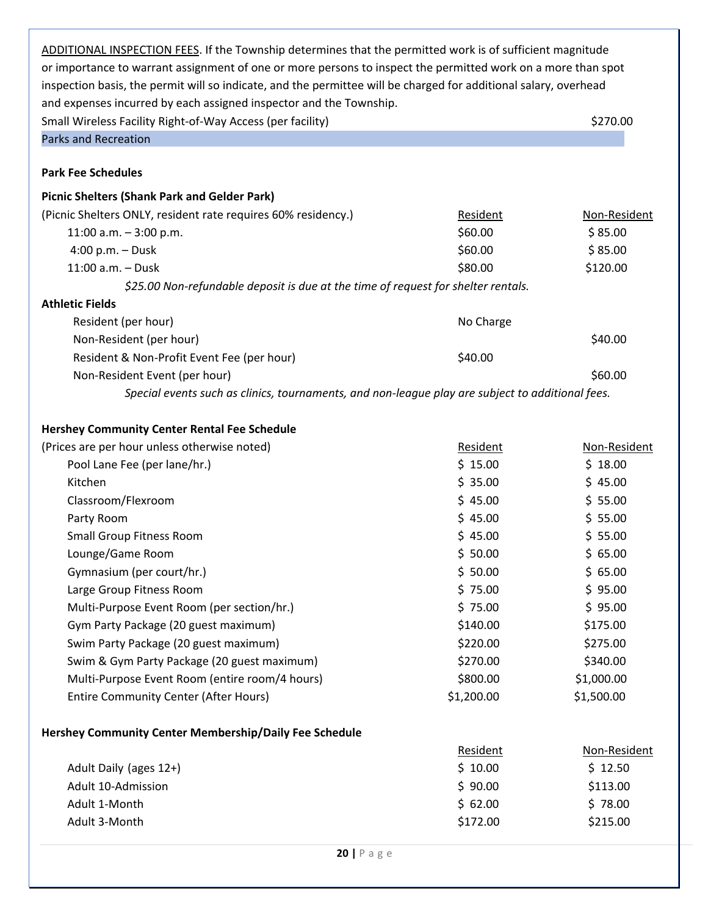ADDITIONAL INSPECTION FEES. If the Township determines that the permitted work is of sufficient magnitude or importance to warrant assignment of one or more persons to inspect the permitted work on a more than spot inspection basis, the permit will so indicate, and the permittee will be charged for additional salary, overhead and expenses incurred by each assigned inspector and the Township.

| | |
|---|---|
| Small Wireless Facility Right-of-Way Access (per facility) | $270.00 |

## Parks and Recreation

### Park Fee Schedules

**Picnic Shelters (Shank Park and Gelder Park)**

| (Picnic Shelters ONLY, resident rate requires 60% residency.) | Resident | Non-Resident |
|---|---|---|
| 11:00 a.m. – 3:00 p.m. | $60.00 | $ 85.00 |
| 4:00 p.m. – Dusk | $60.00 | $ 85.00 |
| 11:00 a.m. – Dusk | $80.00 | $120.00 |

*$25.00 Non-refundable deposit is due at the time of request for shelter rentals.*

**Athletic Fields**

| | | |
|---|---|---|
| Resident (per hour) | No Charge | |
| Non-Resident (per hour) | | $40.00 |
| Resident & Non-Profit Event Fee (per hour) | $40.00 | |
| Non-Resident Event (per hour) | | $60.00 |

*Special events such as clinics, tournaments, and non-league play are subject to additional fees.*

**Hershey Community Center Rental Fee Schedule**

| (Prices are per hour unless otherwise noted) | Resident | Non-Resident |
|---|---|---|
| Pool Lane Fee (per lane/hr.) | $ 15.00 | $ 18.00 |
| Kitchen | $ 35.00 | $ 45.00 |
| Classroom/Flexroom | $ 45.00 | $ 55.00 |
| Party Room | $ 45.00 | $ 55.00 |
| Small Group Fitness Room | $ 45.00 | $ 55.00 |
| Lounge/Game Room | $ 50.00 | $ 65.00 |
| Gymnasium (per court/hr.) | $ 50.00 | $ 65.00 |
| Large Group Fitness Room | $ 75.00 | $ 95.00 |
| Multi-Purpose Event Room (per section/hr.) | $ 75.00 | $ 95.00 |
| Gym Party Package (20 guest maximum) | $140.00 | $175.00 |
| Swim Party Package (20 guest maximum) | $220.00 | $275.00 |
| Swim & Gym Party Package (20 guest maximum) | $270.00 | $340.00 |
| Multi-Purpose Event Room (entire room/4 hours) | $800.00 | $1,000.00 |
| Entire Community Center (After Hours) | $1,200.00 | $1,500.00 |

**Hershey Community Center Membership/Daily Fee Schedule**

| | Resident | Non-Resident |
|---|---|---|
| Adult Daily (ages 12+) | $ 10.00 | $ 12.50 |
| Adult 10-Admission | $ 90.00 | $113.00 |
| Adult 1-Month | $ 62.00 | $ 78.00 |
| Adult 3-Month | $172.00 | $215.00 |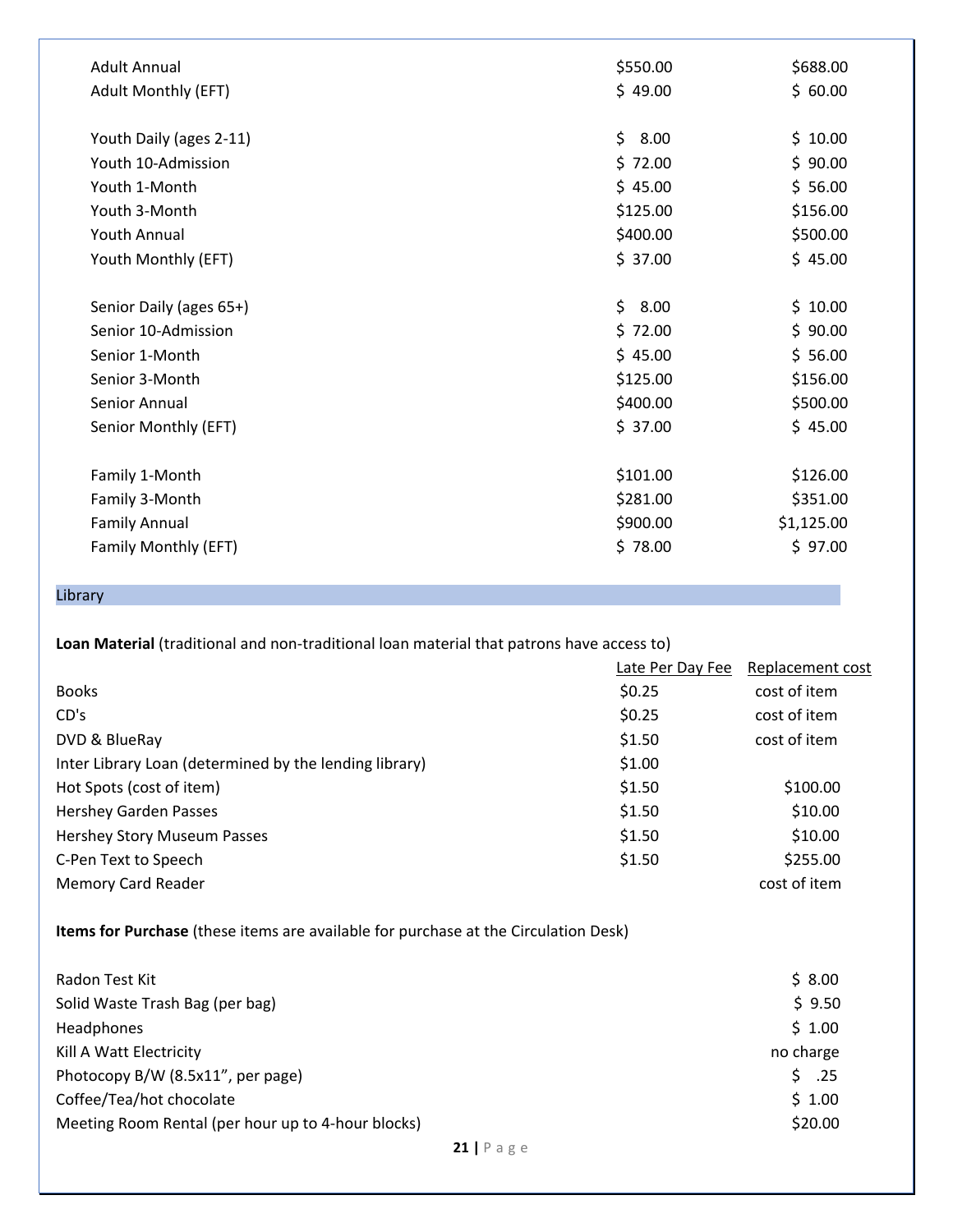| | | |
|---|---|---|
| Adult Annual | $550.00 | $688.00 |
| Adult Monthly (EFT) | $ 49.00 | $ 60.00 |
| | | |
| Youth Daily (ages 2-11) | $ 8.00 | $ 10.00 |
| Youth 10-Admission | $ 72.00 | $ 90.00 |
| Youth 1-Month | $ 45.00 | $ 56.00 |
| Youth 3-Month | $125.00 | $156.00 |
| Youth Annual | $400.00 | $500.00 |
| Youth Monthly (EFT) | $ 37.00 | $ 45.00 |
| | | |
| Senior Daily (ages 65+) | $ 8.00 | $ 10.00 |
| Senior 10-Admission | $ 72.00 | $ 90.00 |
| Senior 1-Month | $ 45.00 | $ 56.00 |
| Senior 3-Month | $125.00 | $156.00 |
| Senior Annual | $400.00 | $500.00 |
| Senior Monthly (EFT) | $ 37.00 | $ 45.00 |
| | | |
| Family 1-Month | $101.00 | $126.00 |
| Family 3-Month | $281.00 | $351.00 |
| Family Annual | $900.00 | $1,125.00 |
| Family Monthly (EFT) | $ 78.00 | $ 97.00 |

## Library

**Loan Material** (traditional and non-traditional loan material that patrons have access to)

| | Late Per Day Fee | Replacement cost |
|---|---|---|
| Books | $0.25 | cost of item |
| CD's | $0.25 | cost of item |
| DVD & BlueRay | $1.50 | cost of item |
| Inter Library Loan (determined by the lending library) | $1.00 | |
| Hot Spots (cost of item) | $1.50 | $100.00 |
| Hershey Garden Passes | $1.50 | $10.00 |
| Hershey Story Museum Passes | $1.50 | $10.00 |
| C-Pen Text to Speech | $1.50 | $255.00 |
| Memory Card Reader | | cost of item |

**Items for Purchase** (these items are available for purchase at the Circulation Desk)

| | |
|---|---|
| Radon Test Kit | $ 8.00 |
| Solid Waste Trash Bag (per bag) | $ 9.50 |
| Headphones | $ 1.00 |
| Kill A Watt Electricity | no charge |
| Photocopy B/W (8.5x11", per page) | $ .25 |
| Coffee/Tea/hot chocolate | $ 1.00 |
| Meeting Room Rental (per hour up to 4-hour blocks) | $20.00 |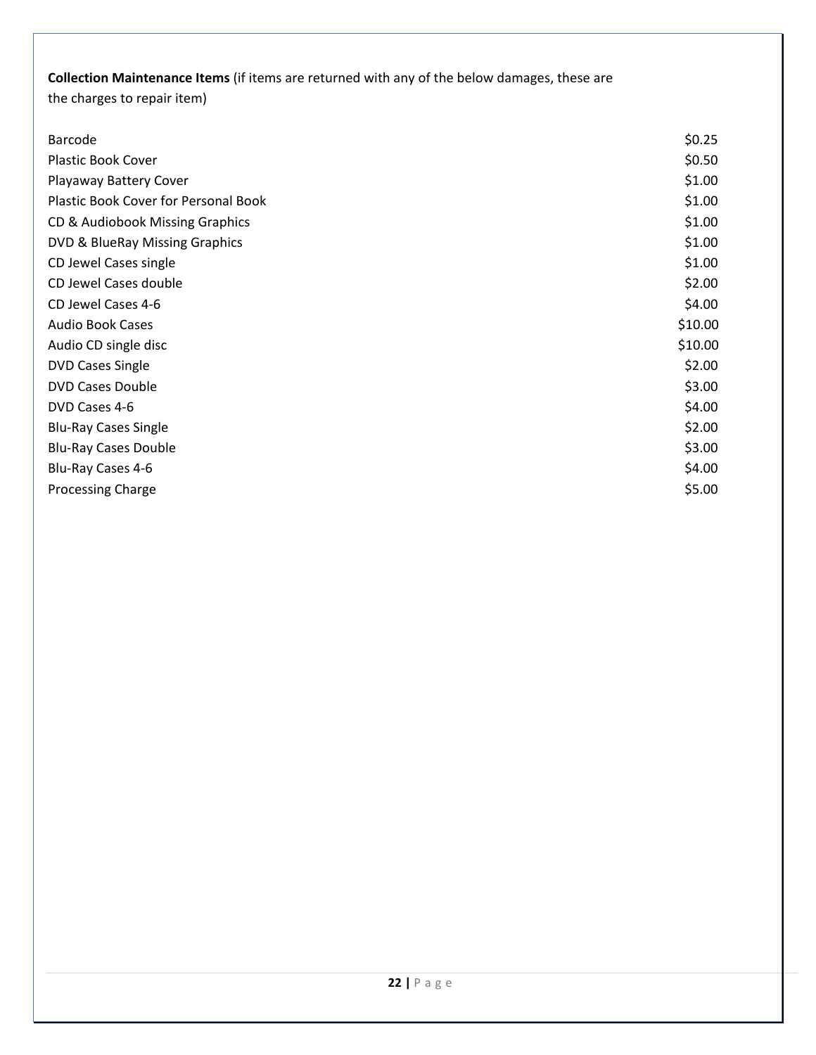**Collection Maintenance Items** (if items are returned with any of the below damages, these are the charges to repair item)

| | |
|---|---|
| Barcode | $0.25 |
| Plastic Book Cover | $0.50 |
| Playaway Battery Cover | $1.00 |
| Plastic Book Cover for Personal Book | $1.00 |
| CD & Audiobook Missing Graphics | $1.00 |
| DVD & BlueRay Missing Graphics | $1.00 |
| CD Jewel Cases single | $1.00 |
| CD Jewel Cases double | $2.00 |
| CD Jewel Cases 4-6 | $4.00 |
| Audio Book Cases | $10.00 |
| Audio CD single disc | $10.00 |
| DVD Cases Single | $2.00 |
| DVD Cases Double | $3.00 |
| DVD Cases 4-6 | $4.00 |
| Blu-Ray Cases Single | $2.00 |
| Blu-Ray Cases Double | $3.00 |
| Blu-Ray Cases 4-6 | $4.00 |
| Processing Charge | $5.00 |